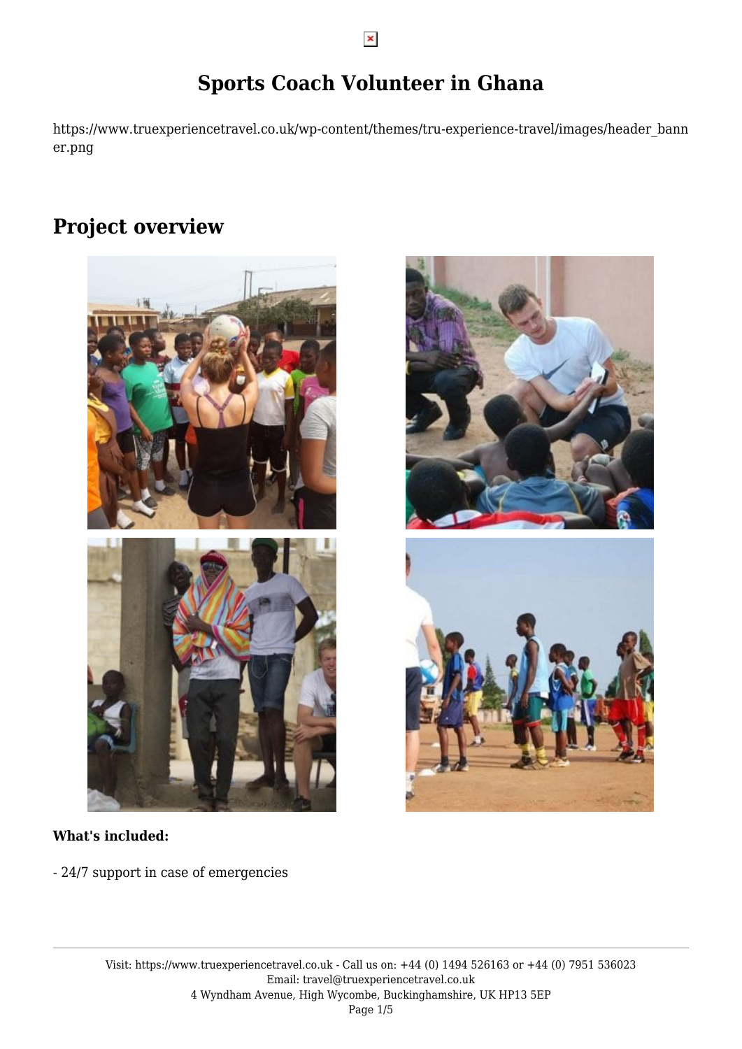# Sports Coach Volunteer in Ghana

https://www.truexperiencetravel.co.uk/wp-content/themes/tru-experience-travel/images/header_banner.png

## Project overview

**What's included:**

- 24/7 support in case of emergencies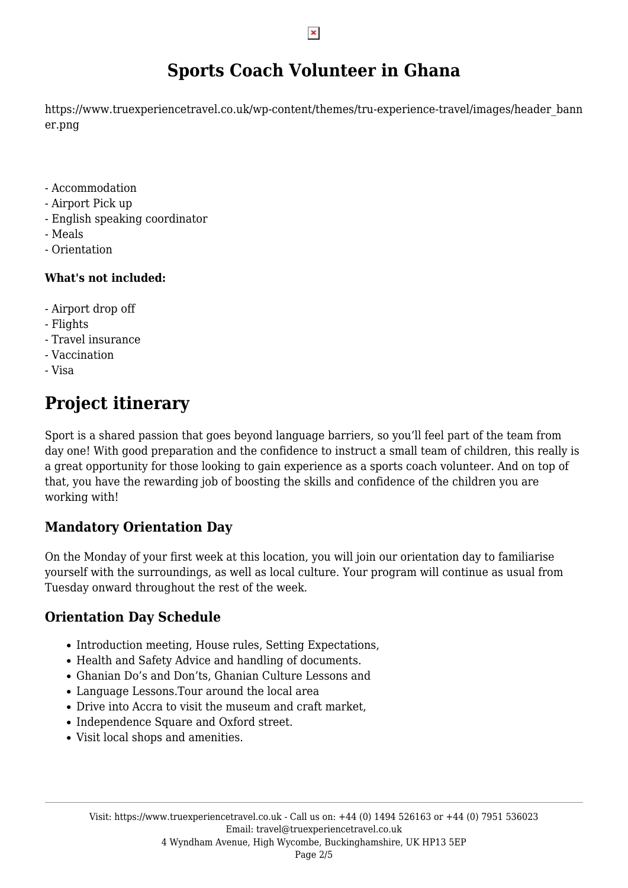# Sports Coach Volunteer in Ghana

https://www.truexperiencetravel.co.uk/wp-content/themes/tru-experience-travel/images/header_banner.png

- Accommodation
- Airport Pick up
- English speaking coordinator
- Meals
- Orientation

**What's not included:**

- Airport drop off
- Flights
- Travel insurance
- Vaccination
- Visa

# Project itinerary

Sport is a shared passion that goes beyond language barriers, so you'll feel part of the team from day one! With good preparation and the confidence to instruct a small team of children, this really is a great opportunity for those looking to gain experience as a sports coach volunteer. And on top of that, you have the rewarding job of boosting the skills and confidence of the children you are working with!

## Mandatory Orientation Day

On the Monday of your first week at this location, you will join our orientation day to familiarise yourself with the surroundings, as well as local culture. Your program will continue as usual from Tuesday onward throughout the rest of the week.

## Orientation Day Schedule

- Introduction meeting, House rules, Setting Expectations,
- Health and Safety Advice and handling of documents.
- Ghanian Do's and Don'ts, Ghanian Culture Lessons and
- Language Lessons.Tour around the local area
- Drive into Accra to visit the museum and craft market,
- Independence Square and Oxford street.
- Visit local shops and amenities.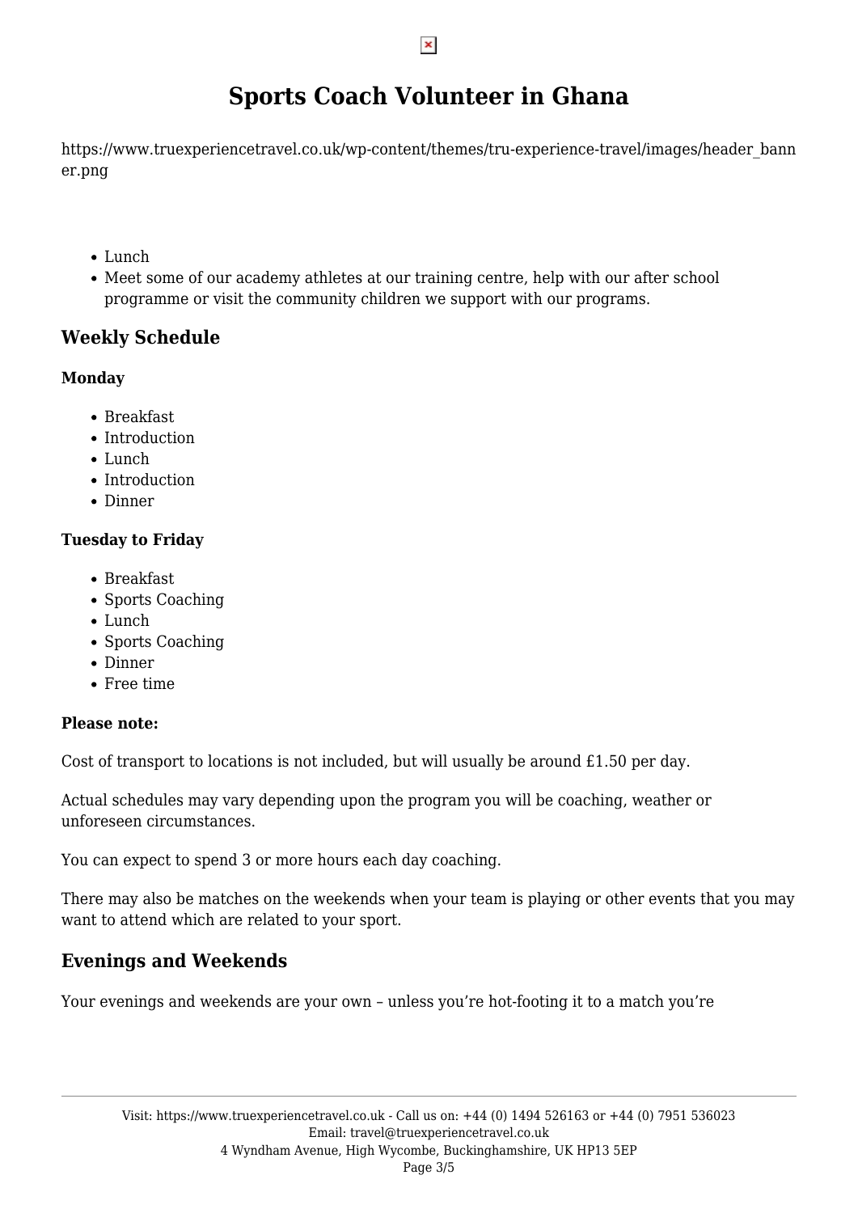# Sports Coach Volunteer in Ghana

https://www.truexperiencetravel.co.uk/wp-content/themes/tru-experience-travel/images/header_banner.png

- Lunch
- Meet some of our academy athletes at our training centre, help with our after school programme or visit the community children we support with our programs.

## Weekly Schedule

**Monday**

- Breakfast
- Introduction
- Lunch
- Introduction
- Dinner

**Tuesday to Friday**

- Breakfast
- Sports Coaching
- Lunch
- Sports Coaching
- Dinner
- Free time

**Please note:**

Cost of transport to locations is not included, but will usually be around £1.50 per day.

Actual schedules may vary depending upon the program you will be coaching, weather or unforeseen circumstances.

You can expect to spend 3 or more hours each day coaching.

There may also be matches on the weekends when your team is playing or other events that you may want to attend which are related to your sport.

## Evenings and Weekends

Your evenings and weekends are your own – unless you're hot-footing it to a match you're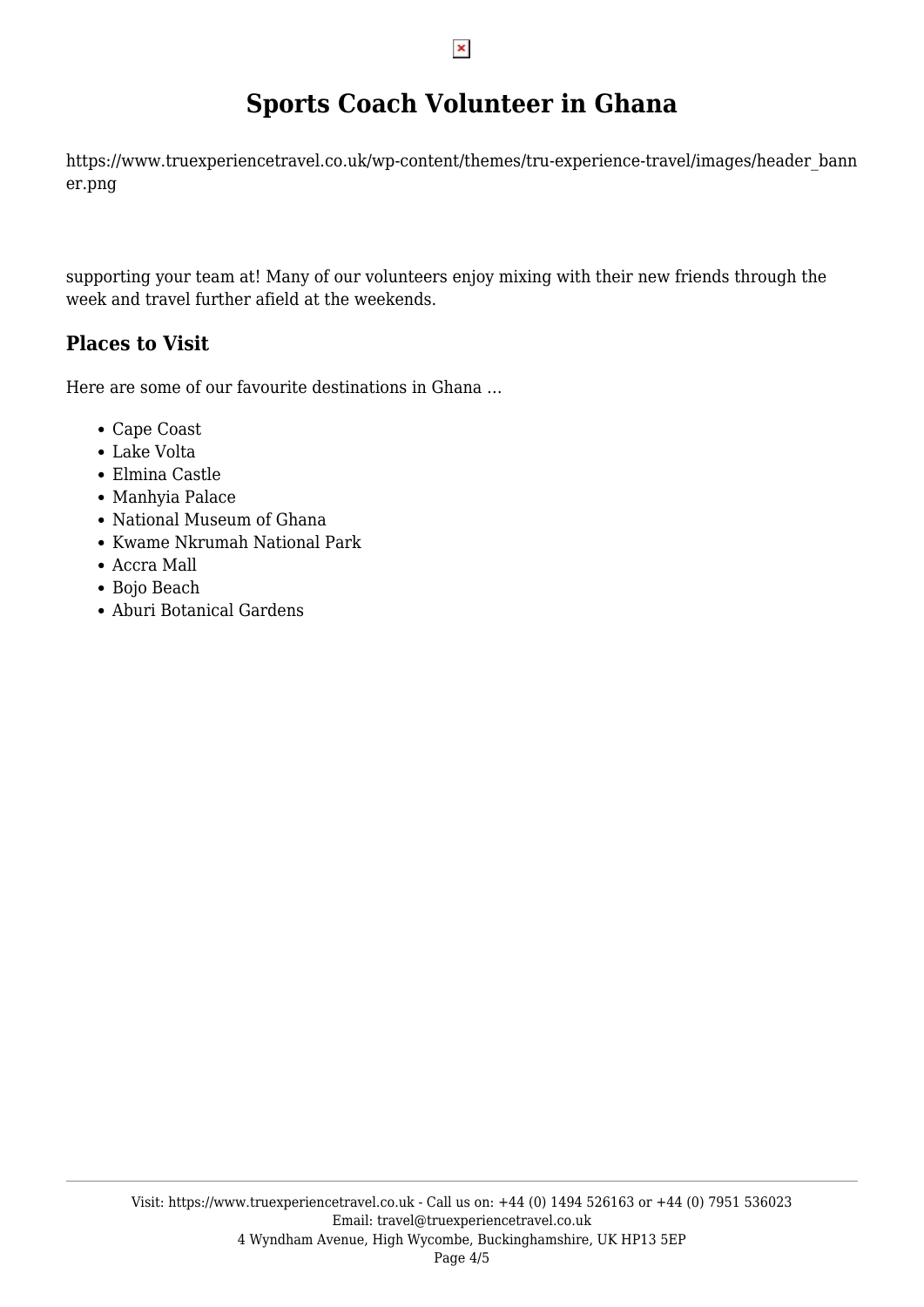# Sports Coach Volunteer in Ghana

https://www.truexperiencetravel.co.uk/wp-content/themes/tru-experience-travel/images/header_banner.png

supporting your team at! Many of our volunteers enjoy mixing with their new friends through the week and travel further afield at the weekends.

## Places to Visit

Here are some of our favourite destinations in Ghana …

- Cape Coast
- Lake Volta
- Elmina Castle
- Manhyia Palace
- National Museum of Ghana
- Kwame Nkrumah National Park
- Accra Mall
- Bojo Beach
- Aburi Botanical Gardens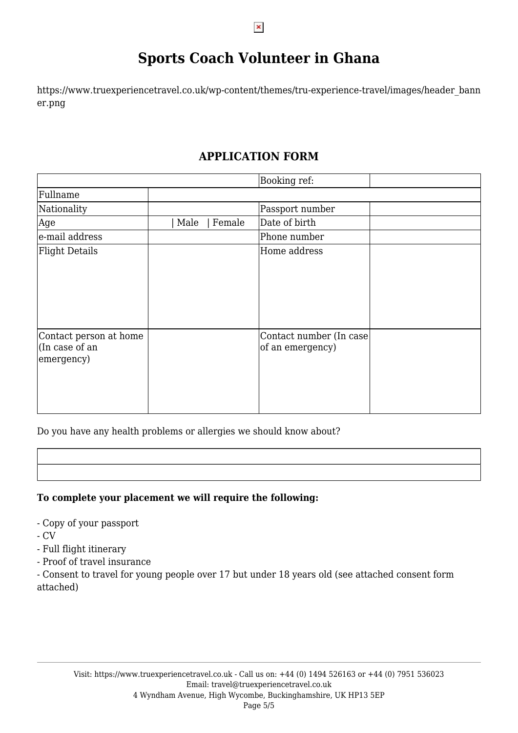# Sports Coach Volunteer in Ghana

https://www.truexperiencetravel.co.uk/wp-content/themes/tru-experience-travel/images/header_banner.png

## APPLICATION FORM

| | | | |
|---|---|---|---|
| | | Booking ref: | |
| Fullname | | | |
| Nationality | | Passport number | |
| Age | \| Male \| Female | Date of birth | |
| e-mail address | | Phone number | |
| Flight Details | | Home address | |
| Contact person at home (In case of an emergency) | | Contact number (In case of an emergency) | |

Do you have any health problems or allergies we should know about?

| |
|---|
| |
| |

**To complete your placement we will require the following:**

- Copy of your passport
- CV
- Full flight itinerary
- Proof of travel insurance
- Consent to travel for young people over 17 but under 18 years old (see attached consent form attached)